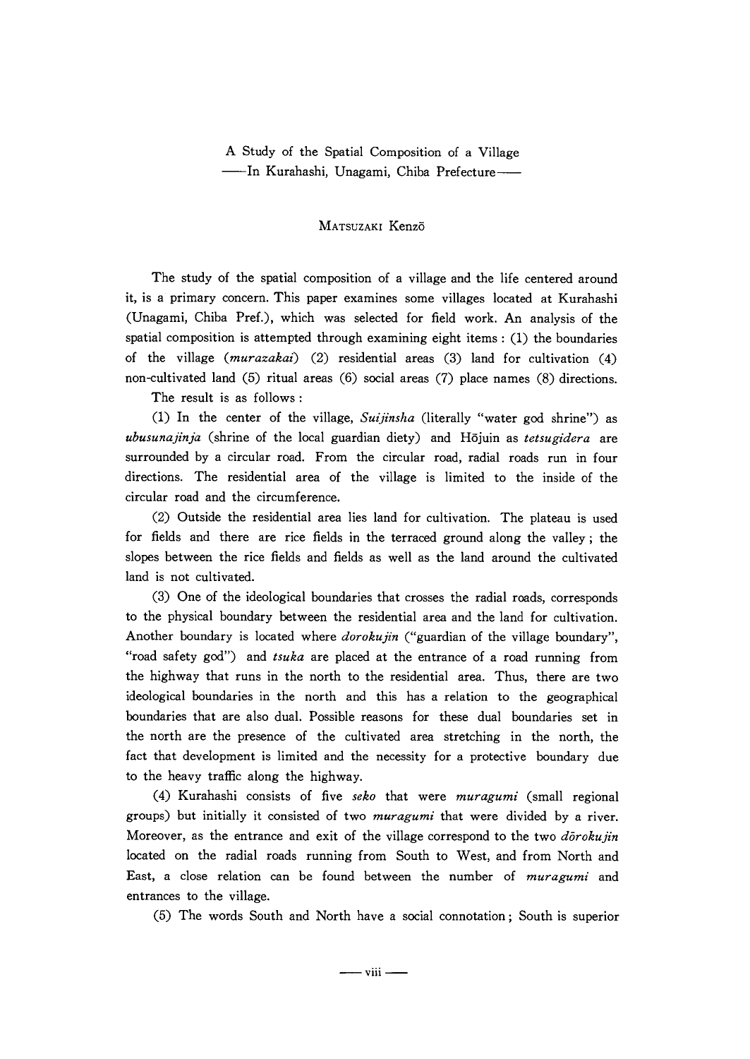# A Study of the Spatial Composition of a Village
## ——In Kurahashi, Unagami, Chiba Prefecture——

MATSUZAKI Kenzō

The study of the spatial composition of a village and the life centered around it, is a primary concern. This paper examines some villages located at Kurahashi (Unagami, Chiba Pref.), which was selected for field work. An analysis of the spatial composition is attempted through examining eight items : (1) the boundaries of the village (*murazakai*) (2) residential areas (3) land for cultivation (4) non-cultivated land (5) ritual areas (6) social areas (7) place names (8) directions.

The result is as follows :

(1) In the center of the village, *Suijinsha* (literally "water god shrine") as *ubusunajinja* (shrine of the local guardian diety) and Hōjuin as *tetsugidera* are surrounded by a circular road. From the circular road, radial roads run in four directions. The residential area of the village is limited to the inside of the circular road and the circumference.

(2) Outside the residential area lies land for cultivation. The plateau is used for fields and there are rice fields in the terraced ground along the valley ; the slopes between the rice fields and fields as well as the land around the cultivated land is not cultivated.

(3) One of the ideological boundaries that crosses the radial roads, corresponds to the physical boundary between the residential area and the land for cultivation. Another boundary is located where *dorokujin* ("guardian of the village boundary", "road safety god") and *tsuka* are placed at the entrance of a road running from the highway that runs in the north to the residential area. Thus, there are two ideological boundaries in the north and this has a relation to the geographical boundaries that are also dual. Possible reasons for these dual boundaries set in the north are the presence of the cultivated area stretching in the north, the fact that development is limited and the necessity for a protective boundary due to the heavy traffic along the highway.

(4) Kurahashi consists of five *seko* that were *muragumi* (small regional groups) but initially it consisted of two *muragumi* that were divided by a river. Moreover, as the entrance and exit of the village correspond to the two *dōrokujin* located on the radial roads running from South to West, and from North and East, a close relation can be found between the number of *muragumi* and entrances to the village.

(5) The words South and North have a social connotation ; South is superior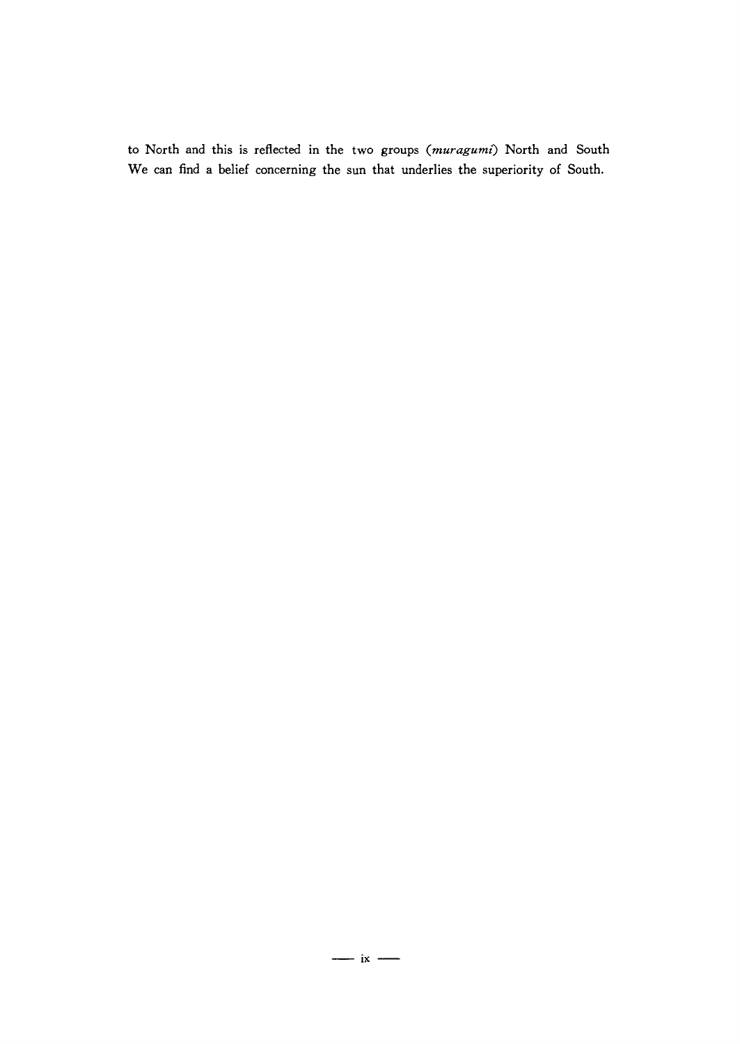to North and this is reflected in the two groups (*muragumi*) North and South We can find a belief concerning the sun that underlies the superiority of South.